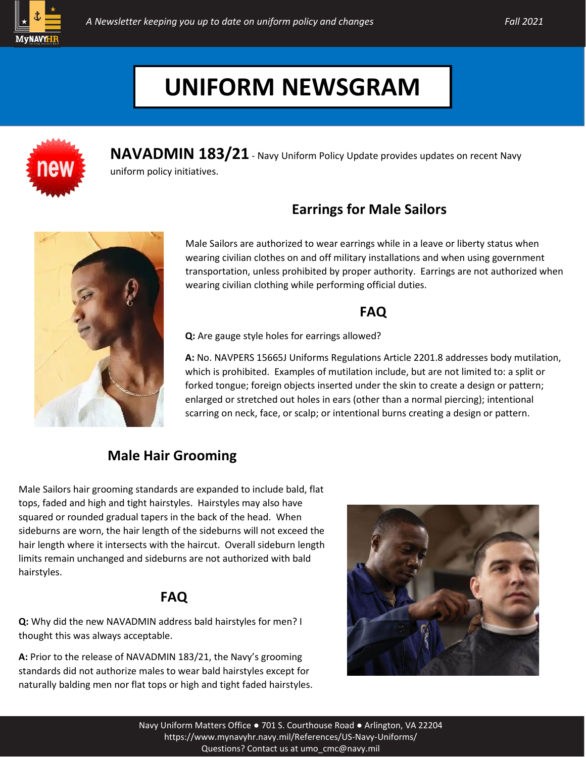A Newsletter keeping you up to date on uniform policy and changes

Fall 2021

# UNIFORM NEWSGRAM

new

**NAVADMIN 183/21** - Navy Uniform Policy Update provides updates on recent Navy uniform policy initiatives.

## Earrings for Male Sailors

Male Sailors are authorized to wear earrings while in a leave or liberty status when wearing civilian clothes on and off military installations and when using government transportation, unless prohibited by proper authority. Earrings are not authorized when wearing civilian clothing while performing official duties.

### FAQ

**Q:** Are gauge style holes for earrings allowed?

**A:** No. NAVPERS 15665J Uniforms Regulations Article 2201.8 addresses body mutilation, which is prohibited. Examples of mutilation include, but are not limited to: a split or forked tongue; foreign objects inserted under the skin to create a design or pattern; enlarged or stretched out holes in ears (other than a normal piercing); intentional scarring on neck, face, or scalp; or intentional burns creating a design or pattern.

## Male Hair Grooming

Male Sailors hair grooming standards are expanded to include bald, flat tops, faded and high and tight hairstyles. Hairstyles may also have squared or rounded gradual tapers in the back of the head. When sideburns are worn, the hair length of the sideburns will not exceed the hair length where it intersects with the haircut. Overall sideburn length limits remain unchanged and sideburns are not authorized with bald hairstyles.

### FAQ

**Q:** Why did the new NAVADMIN address bald hairstyles for men? I thought this was always acceptable.

**A:** Prior to the release of NAVADMIN 183/21, the Navy's grooming standards did not authorize males to wear bald hairstyles except for naturally balding men nor flat tops or high and tight faded hairstyles.

Navy Uniform Matters Office ● 701 S. Courthouse Road ● Arlington, VA 22204
https://www.mynavyhr.navy.mil/References/US-Navy-Uniforms/
Questions? Contact us at umo_cmc@navy.mil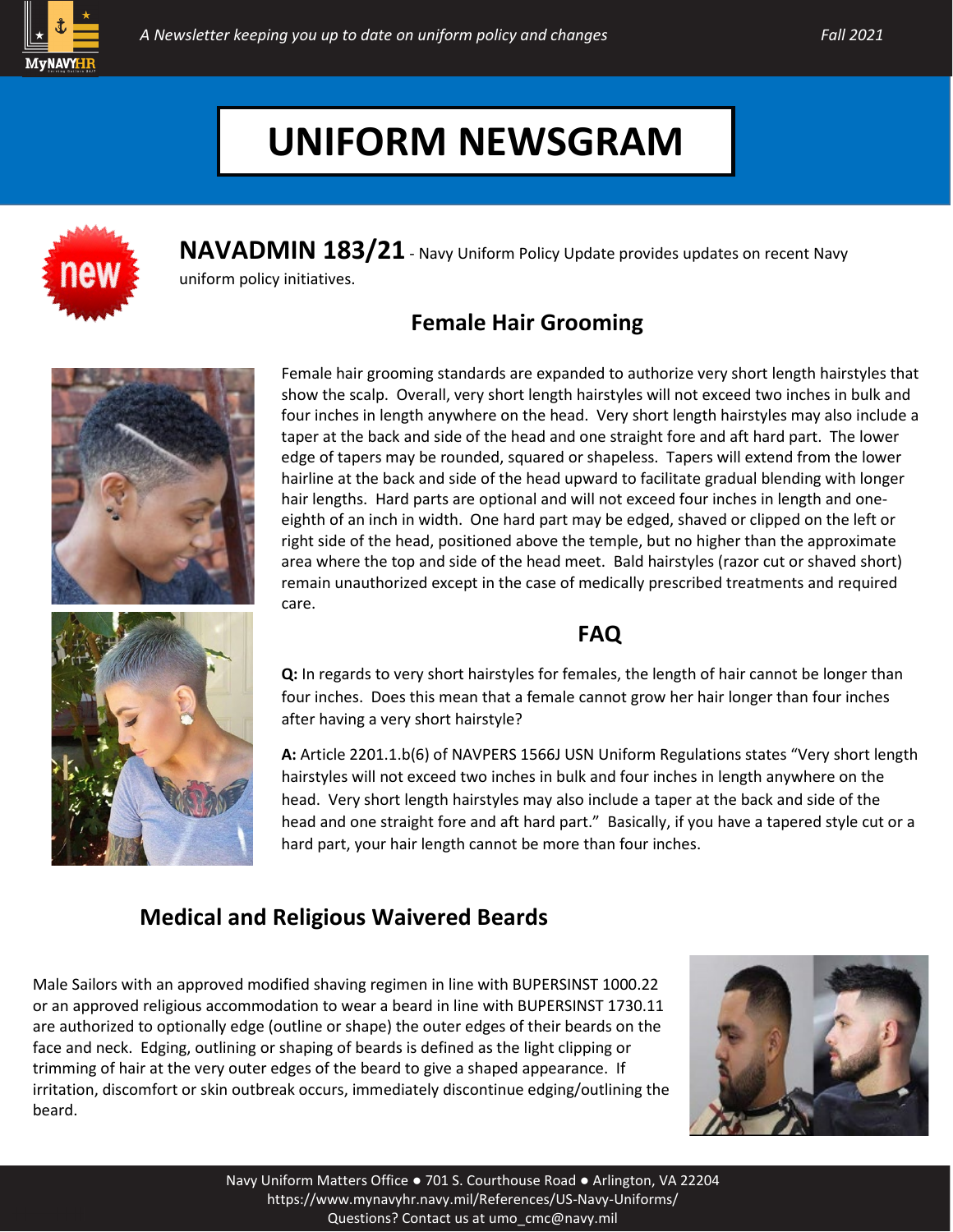# UNIFORM NEWSGRAM

**NAVADMIN 183/21** - Navy Uniform Policy Update provides updates on recent Navy uniform policy initiatives.

## Female Hair Grooming

Female hair grooming standards are expanded to authorize very short length hairstyles that show the scalp. Overall, very short length hairstyles will not exceed two inches in bulk and four inches in length anywhere on the head. Very short length hairstyles may also include a taper at the back and side of the head and one straight fore and aft hard part. The lower edge of tapers may be rounded, squared or shapeless. Tapers will extend from the lower hairline at the back and side of the head upward to facilitate gradual blending with longer hair lengths. Hard parts are optional and will not exceed four inches in length and one-eighth of an inch in width. One hard part may be edged, shaved or clipped on the left or right side of the head, positioned above the temple, but no higher than the approximate area where the top and side of the head meet. Bald hairstyles (razor cut or shaved short) remain unauthorized except in the case of medically prescribed treatments and required care.

## FAQ

**Q:** In regards to very short hairstyles for females, the length of hair cannot be longer than four inches. Does this mean that a female cannot grow her hair longer than four inches after having a very short hairstyle?

**A:** Article 2201.1.b(6) of NAVPERS 1566J USN Uniform Regulations states "Very short length hairstyles will not exceed two inches in bulk and four inches in length anywhere on the head. Very short length hairstyles may also include a taper at the back and side of the head and one straight fore and aft hard part." Basically, if you have a tapered style cut or a hard part, your hair length cannot be more than four inches.

## Medical and Religious Waivered Beards

Male Sailors with an approved modified shaving regimen in line with BUPERSINST 1000.22 or an approved religious accommodation to wear a beard in line with BUPERSINST 1730.11 are authorized to optionally edge (outline or shape) the outer edges of their beards on the face and neck. Edging, outlining or shaping of beards is defined as the light clipping or trimming of hair at the very outer edges of the beard to give a shaped appearance. If irritation, discomfort or skin outbreak occurs, immediately discontinue edging/outlining the beard.

Navy Uniform Matters Office ● 701 S. Courthouse Road ● Arlington, VA 22204
https://www.mynavyhr.navy.mil/References/US-Navy-Uniforms/
Questions? Contact us at umo_cmc@navy.mil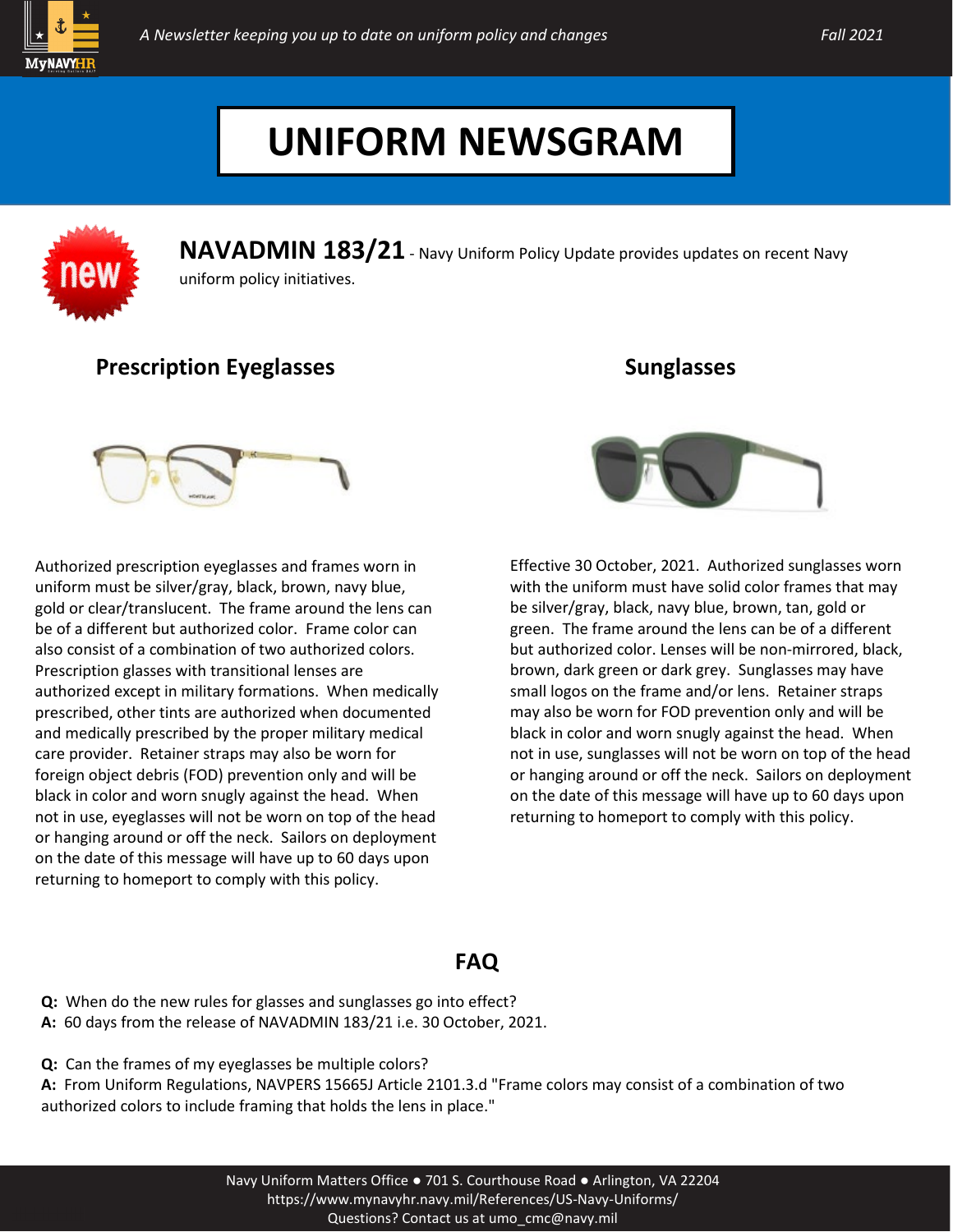# UNIFORM NEWSGRAM

**NAVADMIN 183/21** - Navy Uniform Policy Update provides updates on recent Navy uniform policy initiatives.

## Prescription Eyeglasses

Authorized prescription eyeglasses and frames worn in uniform must be silver/gray, black, brown, navy blue, gold or clear/translucent. The frame around the lens can be of a different but authorized color. Frame color can also consist of a combination of two authorized colors. Prescription glasses with transitional lenses are authorized except in military formations. When medically prescribed, other tints are authorized when documented and medically prescribed by the proper military medical care provider. Retainer straps may also be worn for foreign object debris (FOD) prevention only and will be black in color and worn snugly against the head. When not in use, eyeglasses will not be worn on top of the head or hanging around or off the neck. Sailors on deployment on the date of this message will have up to 60 days upon returning to homeport to comply with this policy.

## Sunglasses

Effective 30 October, 2021. Authorized sunglasses worn with the uniform must have solid color frames that may be silver/gray, black, navy blue, brown, tan, gold or green. The frame around the lens can be of a different but authorized color. Lenses will be non-mirrored, black, brown, dark green or dark grey. Sunglasses may have small logos on the frame and/or lens. Retainer straps may also be worn for FOD prevention only and will be black in color and worn snugly against the head. When not in use, sunglasses will not be worn on top of the head or hanging around or off the neck. Sailors on deployment on the date of this message will have up to 60 days upon returning to homeport to comply with this policy.

## FAQ

**Q:** When do the new rules for glasses and sunglasses go into effect?
**A:** 60 days from the release of NAVADMIN 183/21 i.e. 30 October, 2021.

**Q:** Can the frames of my eyeglasses be multiple colors?
**A:** From Uniform Regulations, NAVPERS 15665J Article 2101.3.d "Frame colors may consist of a combination of two authorized colors to include framing that holds the lens in place."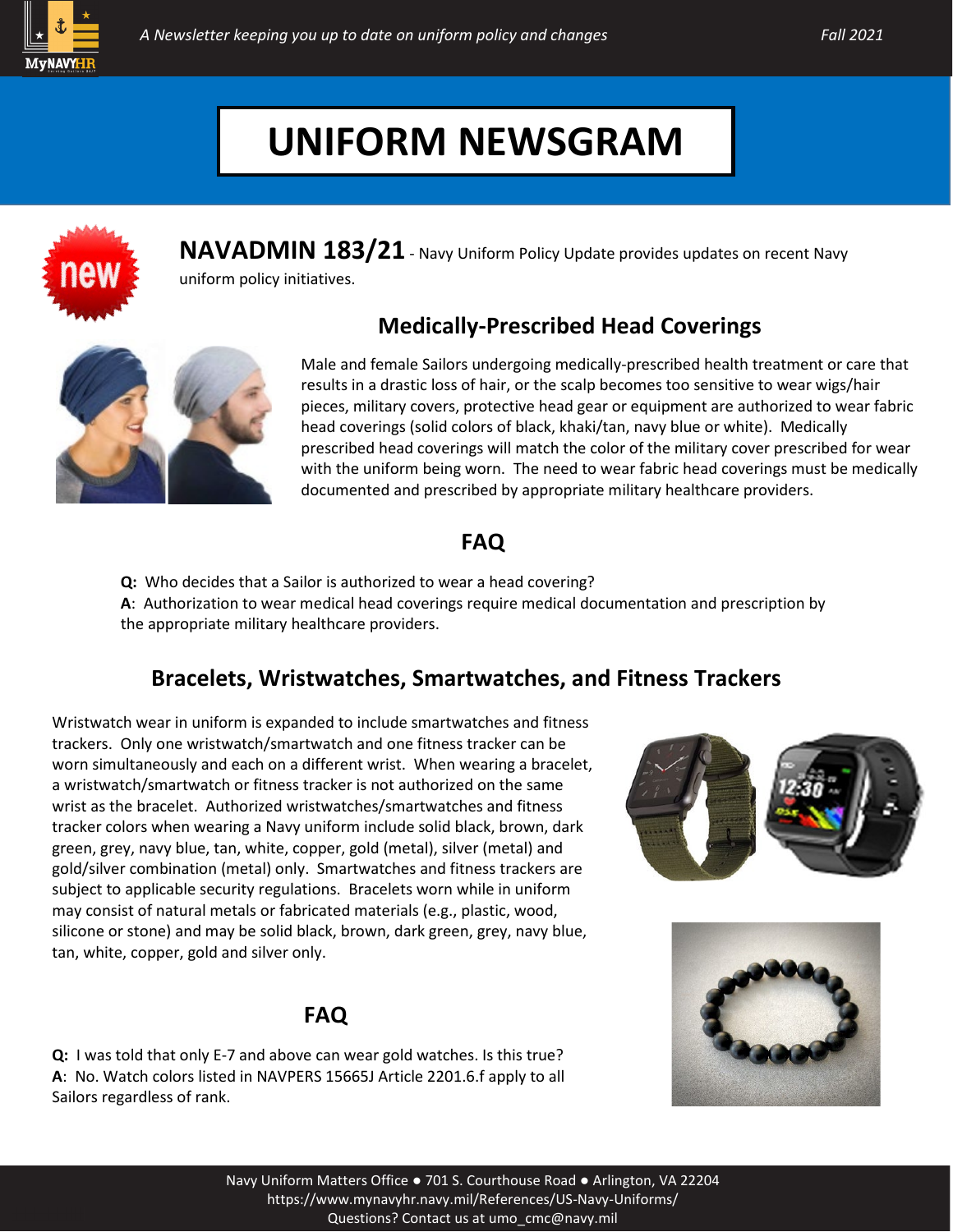# UNIFORM NEWSGRAM

**NAVADMIN 183/21** - Navy Uniform Policy Update provides updates on recent Navy uniform policy initiatives.

## Medically-Prescribed Head Coverings

Male and female Sailors undergoing medically-prescribed health treatment or care that results in a drastic loss of hair, or the scalp becomes too sensitive to wear wigs/hair pieces, military covers, protective head gear or equipment are authorized to wear fabric head coverings (solid colors of black, khaki/tan, navy blue or white). Medically prescribed head coverings will match the color of the military cover prescribed for wear with the uniform being worn. The need to wear fabric head coverings must be medically documented and prescribed by appropriate military healthcare providers.

### FAQ

**Q:** Who decides that a Sailor is authorized to wear a head covering?
**A**: Authorization to wear medical head coverings require medical documentation and prescription by the appropriate military healthcare providers.

## Bracelets, Wristwatches, Smartwatches, and Fitness Trackers

Wristwatch wear in uniform is expanded to include smartwatches and fitness trackers. Only one wristwatch/smartwatch and one fitness tracker can be worn simultaneously and each on a different wrist. When wearing a bracelet, a wristwatch/smartwatch or fitness tracker is not authorized on the same wrist as the bracelet. Authorized wristwatches/smartwatches and fitness tracker colors when wearing a Navy uniform include solid black, brown, dark green, grey, navy blue, tan, white, copper, gold (metal), silver (metal) and gold/silver combination (metal) only. Smartwatches and fitness trackers are subject to applicable security regulations. Bracelets worn while in uniform may consist of natural metals or fabricated materials (e.g., plastic, wood, silicone or stone) and may be solid black, brown, dark green, grey, navy blue, tan, white, copper, gold and silver only.

### FAQ

**Q:** I was told that only E-7 and above can wear gold watches. Is this true?
**A**: No. Watch colors listed in NAVPERS 15665J Article 2201.6.f apply to all Sailors regardless of rank.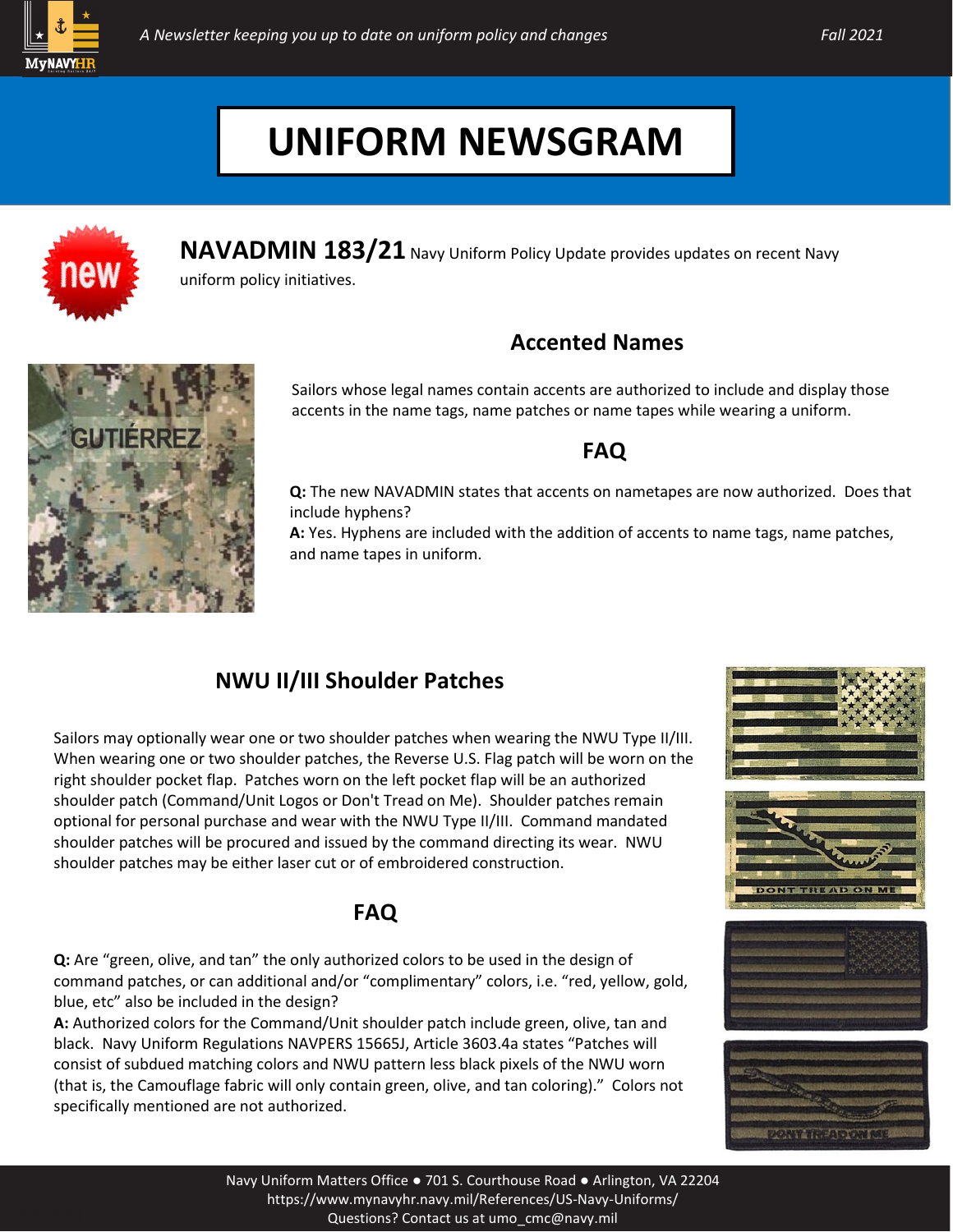# UNIFORM NEWSGRAM

**NAVADMIN 183/21** Navy Uniform Policy Update provides updates on recent Navy uniform policy initiatives.

## Accented Names

Sailors whose legal names contain accents are authorized to include and display those accents in the name tags, name patches or name tapes while wearing a uniform.

### FAQ

**Q:** The new NAVADMIN states that accents on nametapes are now authorized. Does that include hyphens?

**A:** Yes. Hyphens are included with the addition of accents to name tags, name patches, and name tapes in uniform.

## NWU II/III Shoulder Patches

Sailors may optionally wear one or two shoulder patches when wearing the NWU Type II/III. When wearing one or two shoulder patches, the Reverse U.S. Flag patch will be worn on the right shoulder pocket flap. Patches worn on the left pocket flap will be an authorized shoulder patch (Command/Unit Logos or Don't Tread on Me). Shoulder patches remain optional for personal purchase and wear with the NWU Type II/III. Command mandated shoulder patches will be procured and issued by the command directing its wear. NWU shoulder patches may be either laser cut or of embroidered construction.

### FAQ

**Q:** Are "green, olive, and tan" the only authorized colors to be used in the design of command patches, or can additional and/or "complimentary" colors, i.e. "red, yellow, gold, blue, etc" also be included in the design?

**A:** Authorized colors for the Command/Unit shoulder patch include green, olive, tan and black. Navy Uniform Regulations NAVPERS 15665J, Article 3603.4a states "Patches will consist of subdued matching colors and NWU pattern less black pixels of the NWU worn (that is, the Camouflage fabric will only contain green, olive, and tan coloring)." Colors not specifically mentioned are not authorized.

Navy Uniform Matters Office ● 701 S. Courthouse Road ● Arlington, VA 22204
https://www.mynavyhr.navy.mil/References/US-Navy-Uniforms/
Questions? Contact us at umo_cmc@navy.mil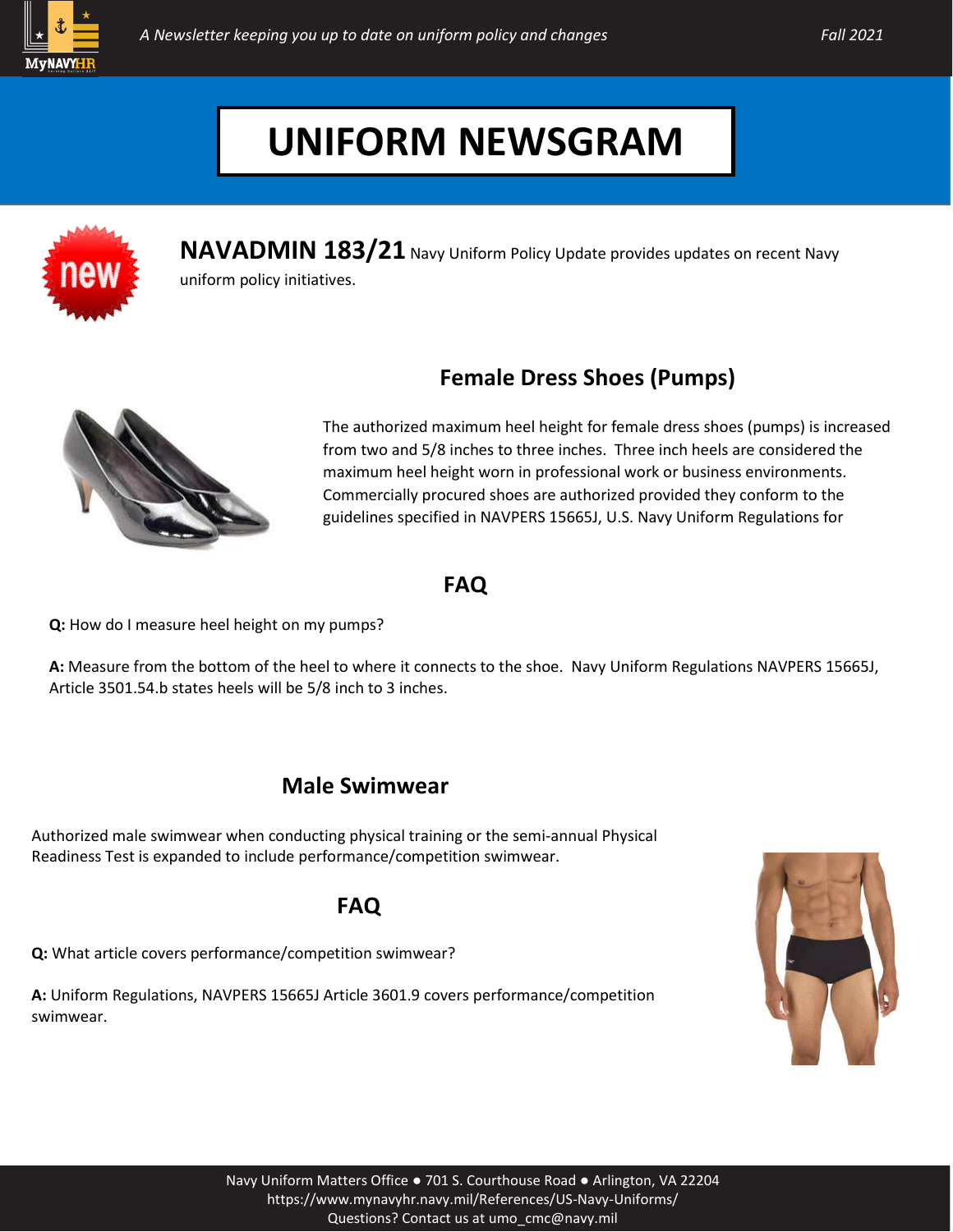# UNIFORM NEWSGRAM

**NAVADMIN 183/21** Navy Uniform Policy Update provides updates on recent Navy uniform policy initiatives.

## Female Dress Shoes (Pumps)

The authorized maximum heel height for female dress shoes (pumps) is increased from two and 5/8 inches to three inches. Three inch heels are considered the maximum heel height worn in professional work or business environments. Commercially procured shoes are authorized provided they conform to the guidelines specified in NAVPERS 15665J, U.S. Navy Uniform Regulations for

### FAQ

**Q:** How do I measure heel height on my pumps?

**A:** Measure from the bottom of the heel to where it connects to the shoe. Navy Uniform Regulations NAVPERS 15665J, Article 3501.54.b states heels will be 5/8 inch to 3 inches.

## Male Swimwear

Authorized male swimwear when conducting physical training or the semi-annual Physical Readiness Test is expanded to include performance/competition swimwear.

### FAQ

**Q:** What article covers performance/competition swimwear?

**A:** Uniform Regulations, NAVPERS 15665J Article 3601.9 covers performance/competition swimwear.

Navy Uniform Matters Office ● 701 S. Courthouse Road ● Arlington, VA 22204
https://www.mynavyhr.navy.mil/References/US-Navy-Uniforms/
Questions? Contact us at umo_cmc@navy.mil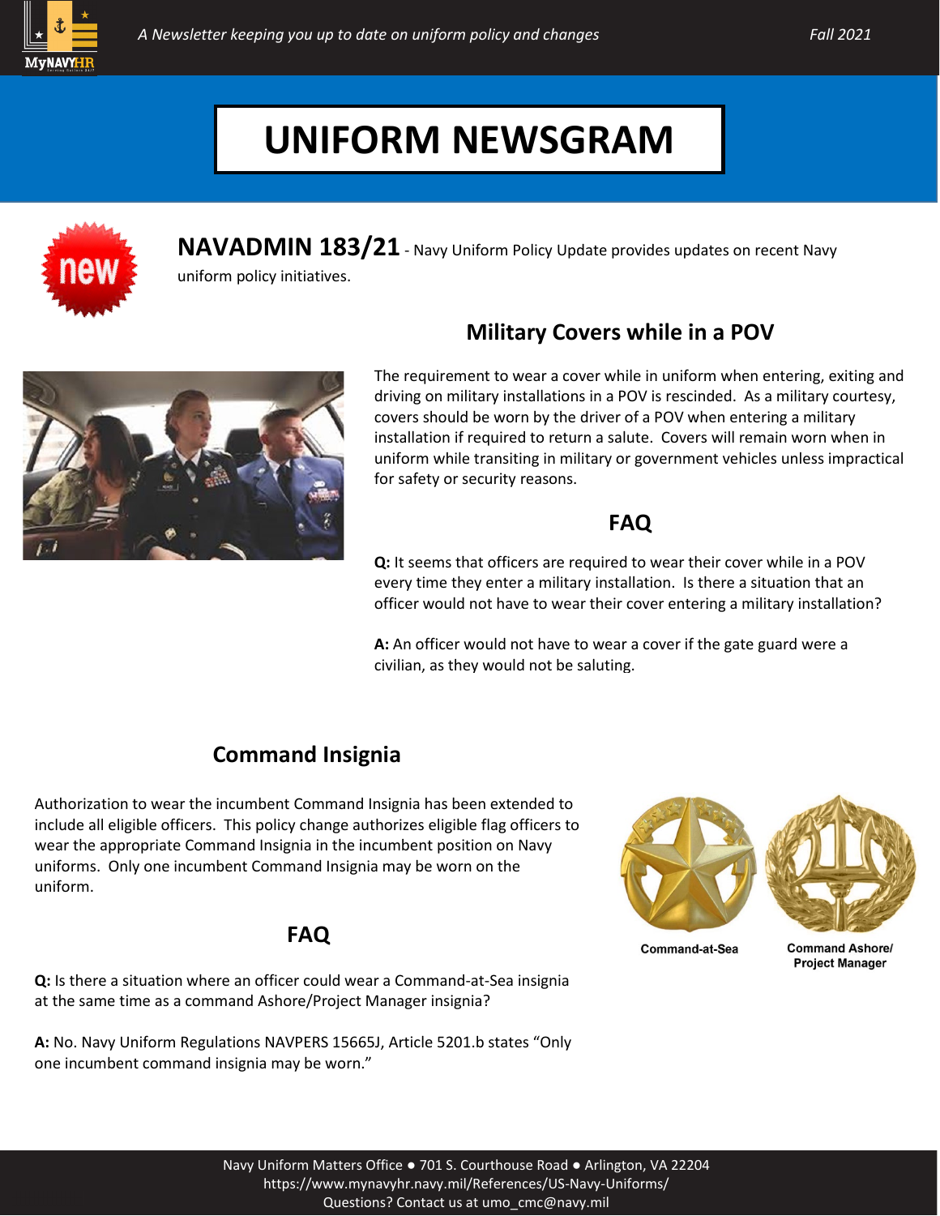# UNIFORM NEWSGRAM

**NAVADMIN 183/21** - Navy Uniform Policy Update provides updates on recent Navy uniform policy initiatives.

## Military Covers while in a POV

The requirement to wear a cover while in uniform when entering, exiting and driving on military installations in a POV is rescinded. As a military courtesy, covers should be worn by the driver of a POV when entering a military installation if required to return a salute. Covers will remain worn when in uniform while transiting in military or government vehicles unless impractical for safety or security reasons.

### FAQ

**Q:** It seems that officers are required to wear their cover while in a POV every time they enter a military installation. Is there a situation that an officer would not have to wear their cover entering a military installation?

**A:** An officer would not have to wear a cover if the gate guard were a civilian, as they would not be saluting.

## Command Insignia

Authorization to wear the incumbent Command Insignia has been extended to include all eligible officers. This policy change authorizes eligible flag officers to wear the appropriate Command Insignia in the incumbent position on Navy uniforms. Only one incumbent Command Insignia may be worn on the uniform.

Command-at-Sea

Command Ashore/ Project Manager

### FAQ

**Q:** Is there a situation where an officer could wear a Command-at-Sea insignia at the same time as a command Ashore/Project Manager insignia?

**A:** No. Navy Uniform Regulations NAVPERS 15665J, Article 5201.b states "Only one incumbent command insignia may be worn."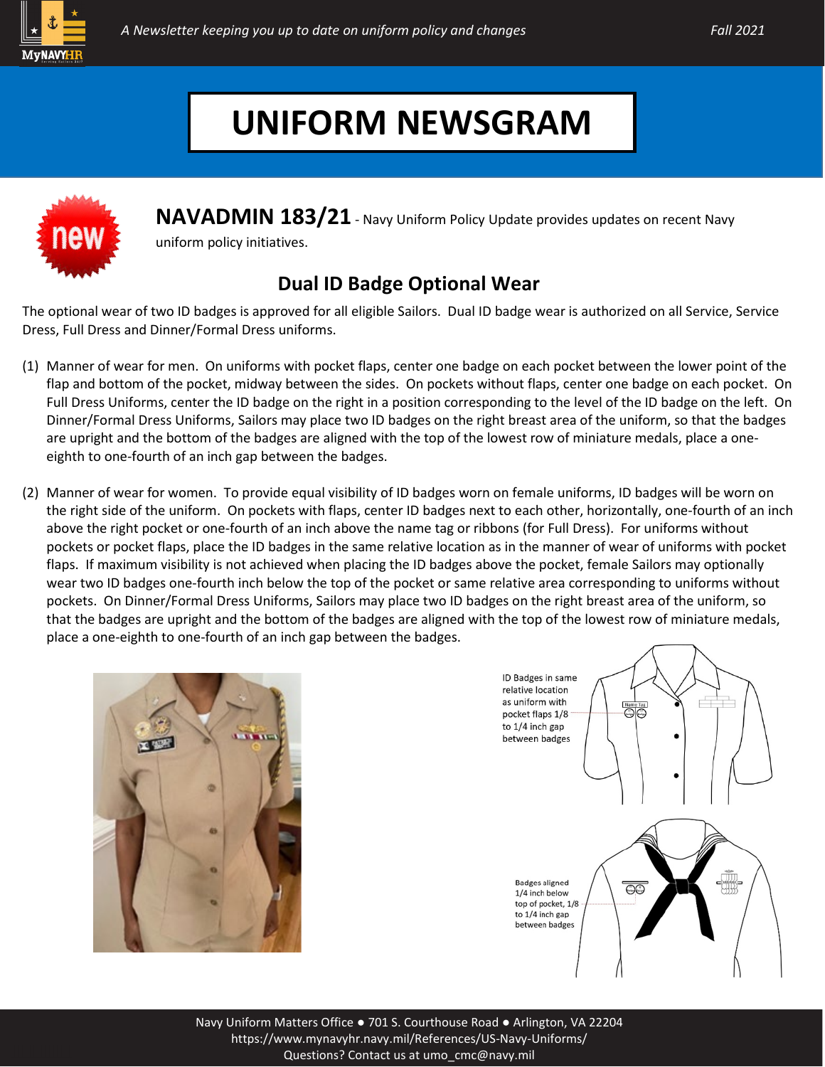# UNIFORM NEWSGRAM

**NAVADMIN 183/21** - Navy Uniform Policy Update provides updates on recent Navy uniform policy initiatives.

## Dual ID Badge Optional Wear

The optional wear of two ID badges is approved for all eligible Sailors. Dual ID badge wear is authorized on all Service, Service Dress, Full Dress and Dinner/Formal Dress uniforms.

(1) Manner of wear for men. On uniforms with pocket flaps, center one badge on each pocket between the lower point of the flap and bottom of the pocket, midway between the sides. On pockets without flaps, center one badge on each pocket. On Full Dress Uniforms, center the ID badge on the right in a position corresponding to the level of the ID badge on the left. On Dinner/Formal Dress Uniforms, Sailors may place two ID badges on the right breast area of the uniform, so that the badges are upright and the bottom of the badges are aligned with the top of the lowest row of miniature medals, place a one-eighth to one-fourth of an inch gap between the badges.

(2) Manner of wear for women. To provide equal visibility of ID badges worn on female uniforms, ID badges will be worn on the right side of the uniform. On pockets with flaps, center ID badges next to each other, horizontally, one-fourth of an inch above the right pocket or one-fourth of an inch above the name tag or ribbons (for Full Dress). For uniforms without pockets or pocket flaps, place the ID badges in the same relative location as in the manner of wear of uniforms with pocket flaps. If maximum visibility is not achieved when placing the ID badges above the pocket, female Sailors may optionally wear two ID badges one-fourth inch below the top of the pocket or same relative area corresponding to uniforms without pockets. On Dinner/Formal Dress Uniforms, Sailors may place two ID badges on the right breast area of the uniform, so that the badges are upright and the bottom of the badges are aligned with the top of the lowest row of miniature medals, place a one-eighth to one-fourth of an inch gap between the badges.

ID Badges in same relative location as uniform with pocket flaps 1/8 to 1/4 inch gap between badges

Badges aligned 1/4 inch below top of pocket, 1/8 to 1/4 inch gap between badges

Navy Uniform Matters Office ● 701 S. Courthouse Road ● Arlington, VA 22204
https://www.mynavyhr.navy.mil/References/US-Navy-Uniforms/
Questions? Contact us at umo_cmc@navy.mil